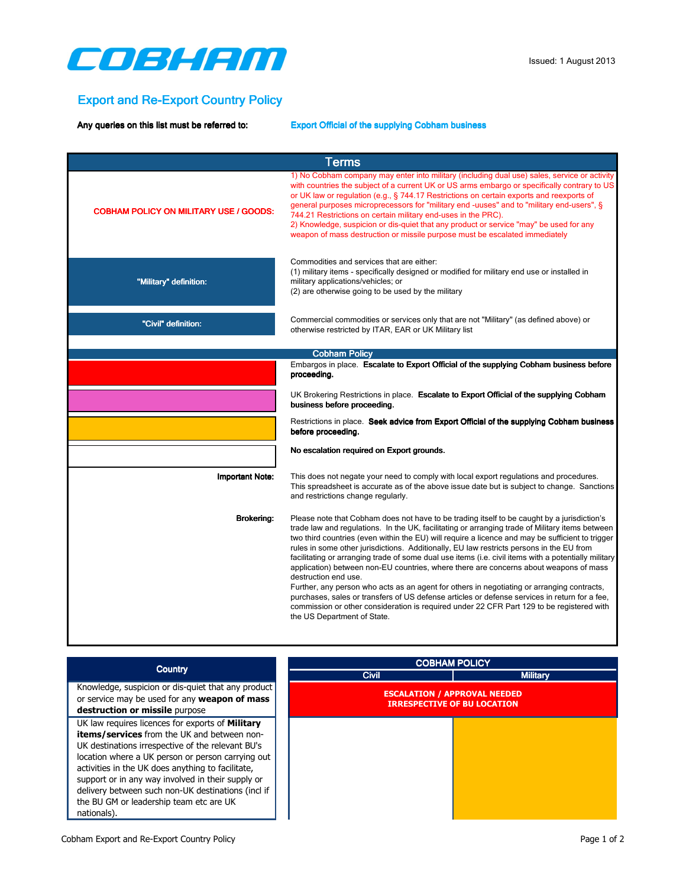Issued: 1 August 2013

# COBHAM

## Export and Re-Export Country Policy

**Any queries on this list must be referred to:** Export Official of the supplying Cobham business

## Terms

| | |
|---|---|
| **COBHAM POLICY ON MILITARY USE / GOODS:** | 1) No Cobham company may enter into military (including dual use) sales, service or activity with countries the subject of a current UK or US arms embargo or specifically contrary to US or UK law or regulation (e.g., § 744.17 Restrictions on certain exports and reexports of general purposes microprecessors for "military end -uses" and to "military end-users", § 744.21 Restrictions on certain military end-uses in the PRC).<br>2) Knowledge, suspicion or dis-quiet that any product or service "may" be used for any weapon of mass destruction or missile purpose must be escalated immediately |
| **"Military" definition:** | Commodities and services that are either:<br>(1) military items - specifically designed or modified for military end use or installed in military applications/vehicles; or<br>(2) are otherwise going to be used by the military |
| **"Civil" definition:** | Commercial commodities or services only that are not "Military" (as defined above) or otherwise restricted by ITAR, EAR or UK Military list |

### Cobham Policy

| | |
|---|---|
| (Red) | Embargos in place. **Escalate to Export Official of the supplying Cobham business before proceeding.** |
| (Pink) | UK Brokering Restrictions in place. **Escalate to Export Official of the supplying Cobham business before proceeding.** |
| (Amber) | Restrictions in place. **Seek advice from Export Official of the supplying Cobham business before proceeding.** |
| (White) | **No escalation required on Export grounds.** |
| **Important Note:** | This does not negate your need to comply with local export regulations and procedures. This spreadsheet is accurate as of the above issue date but is subject to change. Sanctions and restrictions change regularly. |
| **Brokering:** | Please note that Cobham does not have to be trading itself to be caught by a jurisdiction's trade law and regulations. In the UK, facilitating or arranging trade of Military items between two third countries (even within the EU) will require a licence and may be sufficient to trigger rules in some other jurisdictions. Additionally, EU law restricts persons in the EU from facilitating or arranging trade of some dual use items (i.e. civil items with a potentially military application) between non-EU countries, where there are concerns about weapons of mass destruction end use.<br>Further, any person who acts as an agent for others in negotiating or arranging contracts, purchases, sales or transfers of US defense articles or defense services in return for a fee, commission or other consideration is required under 22 CFR Part 129 to be registered with the US Department of State. |

| Country | COBHAM POLICY | |
|---|---|---|
| | Civil | Military |
| Knowledge, suspicion or dis-quiet that any product or service may be used for any **weapon of mass destruction or missile** purpose | **ESCALATION / APPROVAL NEEDED IRRESPECTIVE OF BU LOCATION** (Red) | |
| UK law requires licences for exports of **Military items/services** from the UK and between non-UK destinations irrespective of the relevant BU's location where a UK person or person carrying out activities in the UK does anything to facilitate, support or in any way involved in their supply or delivery between such non-UK destinations (incl if the BU GM or leadership team etc are UK nationals). | (White) | (Amber) |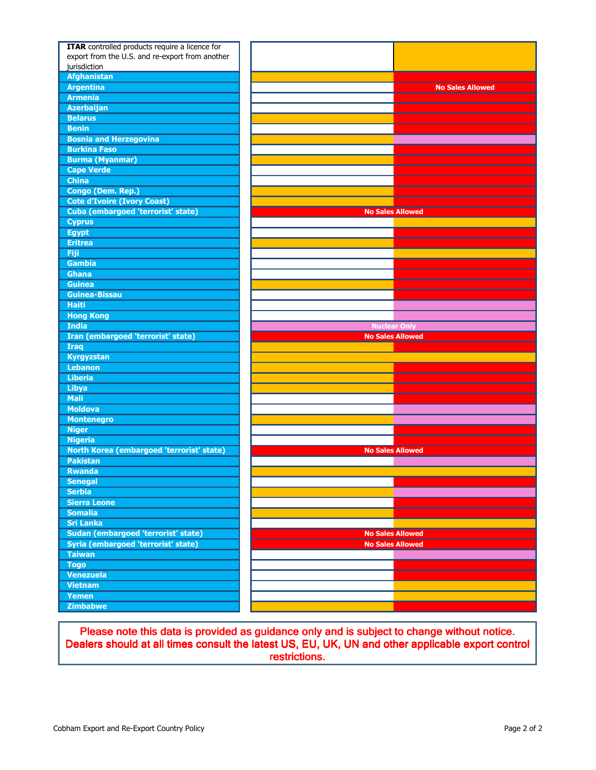| **ITAR** controlled products require a licence for export from the U.S. and re-export from another jurisdiction | | |
|---|---|---|
| Afghanistan | | |
| Argentina | | No Sales Allowed |
| Armenia | | |
| Azerbaijan | | |
| Belarus | | |
| Benin | | |
| Bosnia and Herzegovina | | |
| Burkina Faso | | |
| Burma (Myanmar) | | |
| Cape Verde | | |
| China | | |
| Congo (Dem. Rep.) | | |
| Cote d'Ivoire (Ivory Coast) | | |
| Cuba (embargoed 'terrorist' state) | No Sales Allowed | |
| Cyprus | | |
| Egypt | | |
| Eritrea | | |
| Fiji | | |
| Gambia | | |
| Ghana | | |
| Guinea | | |
| Guinea-Bissau | | |
| Haiti | | |
| Hong Kong | | |
| India | Nuclear Only | |
| Iran (embargoed 'terrorist' state) | No Sales Allowed | |
| Iraq | | |
| Kyrgyzstan | | |
| Lebanon | | |
| Liberia | | |
| Libya | | |
| Mali | | |
| Moldova | | |
| Montenegro | | |
| Niger | | |
| Nigeria | | |
| North Korea (embargoed 'terrorist' state) | No Sales Allowed | |
| Pakistan | | |
| Rwanda | | |
| Senegal | | |
| Serbia | | |
| Sierra Leone | | |
| Somalia | | |
| Sri Lanka | | |
| Sudan (embargoed 'terrorist' state) | No Sales Allowed | |
| Syria (embargoed 'terrorist' state) | No Sales Allowed | |
| Taiwan | | |
| Togo | | |
| Venezuela | | |
| Vietnam | | |
| Yemen | | |
| Zimbabwe | | |

Please note this data is provided as guidance only and is subject to change without notice. Dealers should at all times consult the latest US, EU, UK, UN and other applicable export control restrictions.

Cobham Export and Re-Export Country Policy